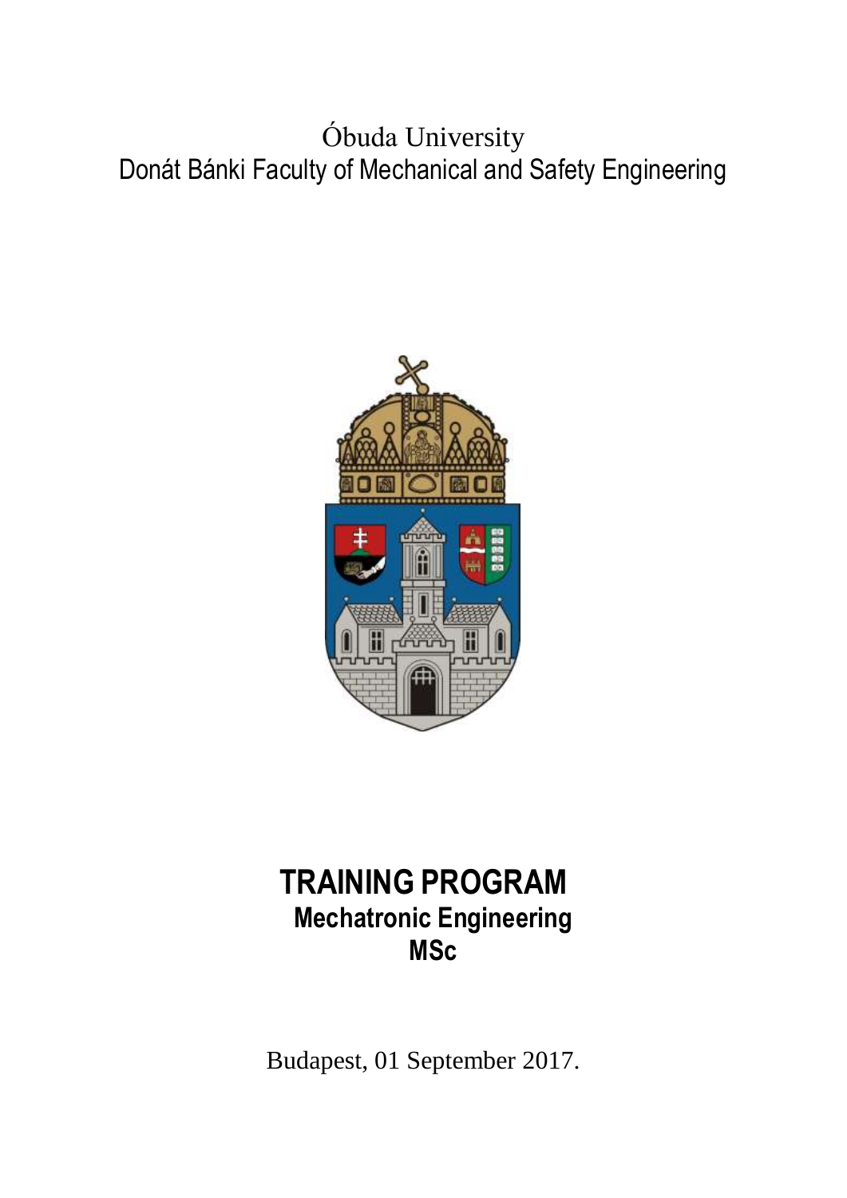Óbuda University

Donát Bánki Faculty of Mechanical and Safety Engineering

# TRAINING PROGRAM

## Mechatronic Engineering

## MSc

Budapest, 01 September 2017.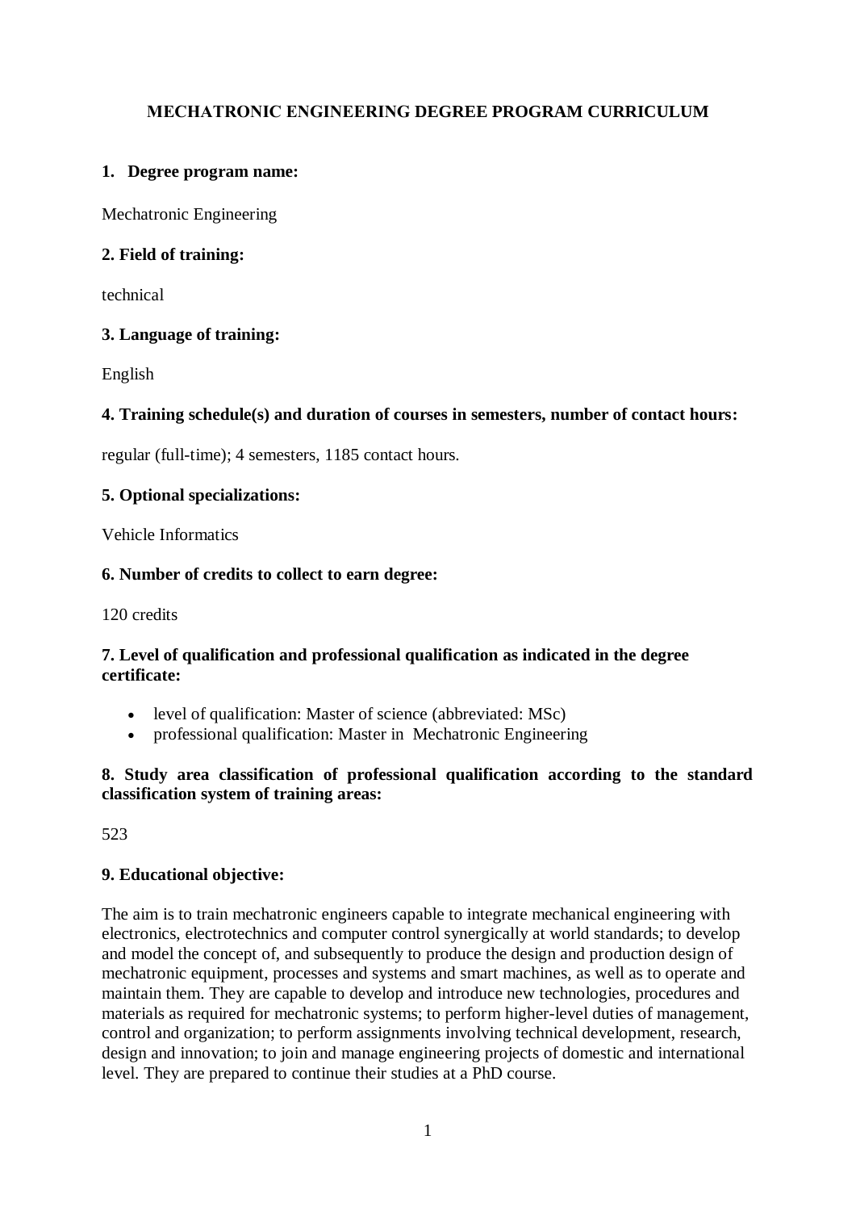# MECHATRONIC ENGINEERING DEGREE PROGRAM CURRICULUM

## 1. Degree program name:

Mechatronic Engineering

## 2. Field of training:

technical

## 3. Language of training:

English

## 4. Training schedule(s) and duration of courses in semesters, number of contact hours:

regular (full-time); 4 semesters, 1185 contact hours.

## 5. Optional specializations:

Vehicle Informatics

## 6. Number of credits to collect to earn degree:

120 credits

## 7. Level of qualification and professional qualification as indicated in the degree certificate:

- level of qualification: Master of science (abbreviated: MSc)
- professional qualification: Master in Mechatronic Engineering

## 8. Study area classification of professional qualification according to the standard classification system of training areas:

523

## 9. Educational objective:

The aim is to train mechatronic engineers capable to integrate mechanical engineering with electronics, electrotechnics and computer control synergically at world standards; to develop and model the concept of, and subsequently to produce the design and production design of mechatronic equipment, processes and systems and smart machines, as well as to operate and maintain them. They are capable to develop and introduce new technologies, procedures and materials as required for mechatronic systems; to perform higher-level duties of management, control and organization; to perform assignments involving technical development, research, design and innovation; to join and manage engineering projects of domestic and international level. They are prepared to continue their studies at a PhD course.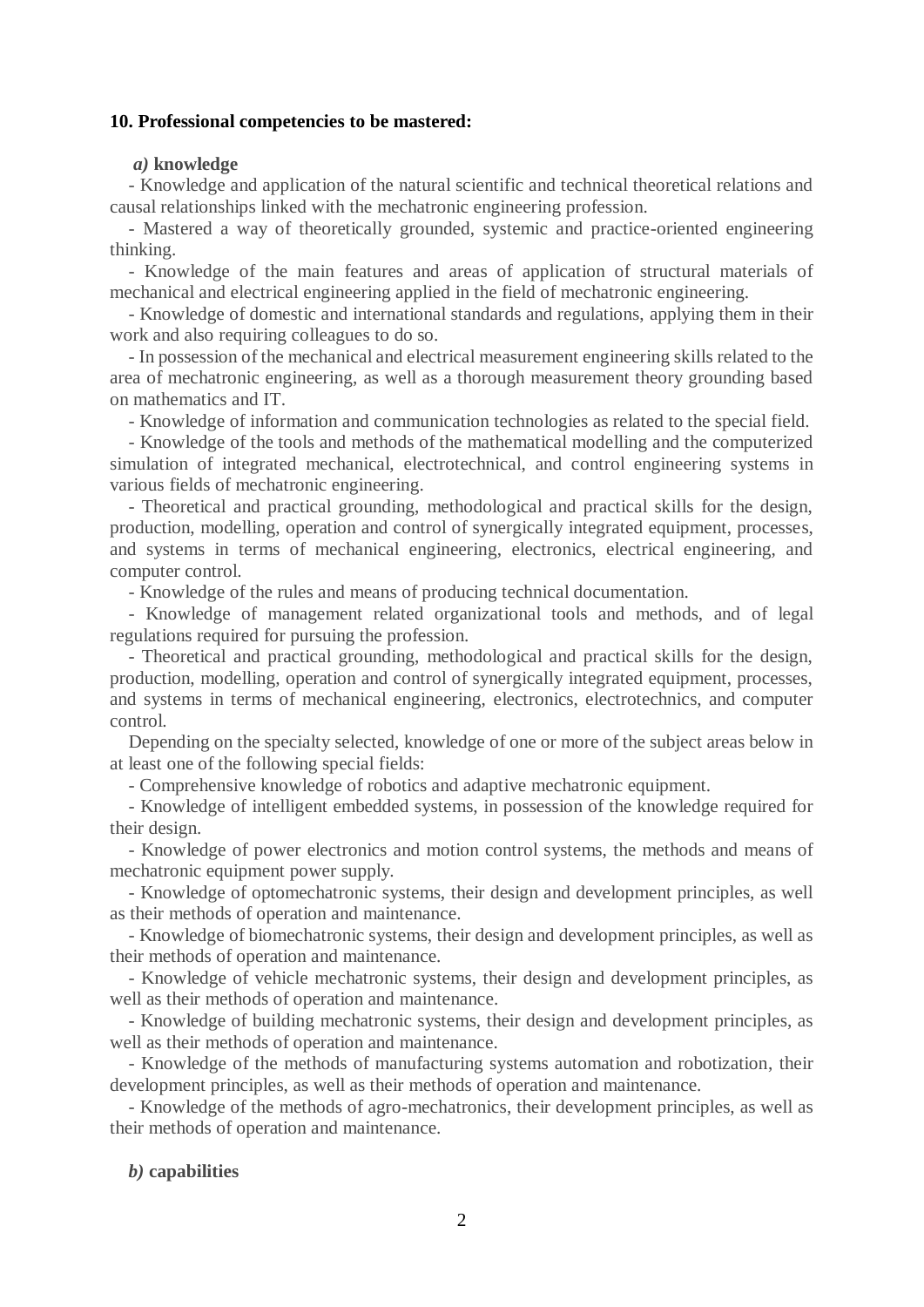**10. Professional competencies to be mastered:**

*a)* **knowledge**

- Knowledge and application of the natural scientific and technical theoretical relations and causal relationships linked with the mechatronic engineering profession.
- Mastered a way of theoretically grounded, systemic and practice-oriented engineering thinking.
- Knowledge of the main features and areas of application of structural materials of mechanical and electrical engineering applied in the field of mechatronic engineering.
- Knowledge of domestic and international standards and regulations, applying them in their work and also requiring colleagues to do so.
- In possession of the mechanical and electrical measurement engineering skills related to the area of mechatronic engineering, as well as a thorough measurement theory grounding based on mathematics and IT.
- Knowledge of information and communication technologies as related to the special field.
- Knowledge of the tools and methods of the mathematical modelling and the computerized simulation of integrated mechanical, electrotechnical, and control engineering systems in various fields of mechatronic engineering.
- Theoretical and practical grounding, methodological and practical skills for the design, production, modelling, operation and control of synergically integrated equipment, processes, and systems in terms of mechanical engineering, electronics, electrical engineering, and computer control.
- Knowledge of the rules and means of producing technical documentation.
- Knowledge of management related organizational tools and methods, and of legal regulations required for pursuing the profession.
- Theoretical and practical grounding, methodological and practical skills for the design, production, modelling, operation and control of synergically integrated equipment, processes, and systems in terms of mechanical engineering, electronics, electrotechnics, and computer control.

Depending on the specialty selected, knowledge of one or more of the subject areas below in at least one of the following special fields:

- Comprehensive knowledge of robotics and adaptive mechatronic equipment.
- Knowledge of intelligent embedded systems, in possession of the knowledge required for their design.
- Knowledge of power electronics and motion control systems, the methods and means of mechatronic equipment power supply.
- Knowledge of optomechatronic systems, their design and development principles, as well as their methods of operation and maintenance.
- Knowledge of biomechatronic systems, their design and development principles, as well as their methods of operation and maintenance.
- Knowledge of vehicle mechatronic systems, their design and development principles, as well as their methods of operation and maintenance.
- Knowledge of building mechatronic systems, their design and development principles, as well as their methods of operation and maintenance.
- Knowledge of the methods of manufacturing systems automation and robotization, their development principles, as well as their methods of operation and maintenance.
- Knowledge of the methods of agro-mechatronics, their development principles, as well as their methods of operation and maintenance.

*b)* **capabilities**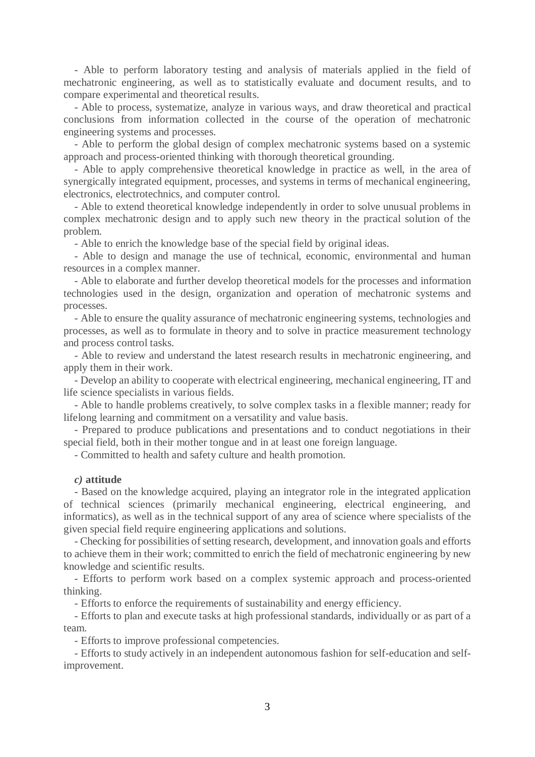- Able to perform laboratory testing and analysis of materials applied in the field of mechatronic engineering, as well as to statistically evaluate and document results, and to compare experimental and theoretical results.

- Able to process, systematize, analyze in various ways, and draw theoretical and practical conclusions from information collected in the course of the operation of mechatronic engineering systems and processes.

- Able to perform the global design of complex mechatronic systems based on a systemic approach and process-oriented thinking with thorough theoretical grounding.

- Able to apply comprehensive theoretical knowledge in practice as well, in the area of synergically integrated equipment, processes, and systems in terms of mechanical engineering, electronics, electrotechnics, and computer control.

- Able to extend theoretical knowledge independently in order to solve unusual problems in complex mechatronic design and to apply such new theory in the practical solution of the problem.

- Able to enrich the knowledge base of the special field by original ideas.

- Able to design and manage the use of technical, economic, environmental and human resources in a complex manner.

- Able to elaborate and further develop theoretical models for the processes and information technologies used in the design, organization and operation of mechatronic systems and processes.

- Able to ensure the quality assurance of mechatronic engineering systems, technologies and processes, as well as to formulate in theory and to solve in practice measurement technology and process control tasks.

- Able to review and understand the latest research results in mechatronic engineering, and apply them in their work.

- Develop an ability to cooperate with electrical engineering, mechanical engineering, IT and life science specialists in various fields.

- Able to handle problems creatively, to solve complex tasks in a flexible manner; ready for lifelong learning and commitment on a versatility and value basis.

- Prepared to produce publications and presentations and to conduct negotiations in their special field, both in their mother tongue and in at least one foreign language.

- Committed to health and safety culture and health promotion.

***c)* attitude**

- Based on the knowledge acquired, playing an integrator role in the integrated application of technical sciences (primarily mechanical engineering, electrical engineering, and informatics), as well as in the technical support of any area of science where specialists of the given special field require engineering applications and solutions.

- Checking for possibilities of setting research, development, and innovation goals and efforts to achieve them in their work; committed to enrich the field of mechatronic engineering by new knowledge and scientific results.

- Efforts to perform work based on a complex systemic approach and process-oriented thinking.

- Efforts to enforce the requirements of sustainability and energy efficiency.

- Efforts to plan and execute tasks at high professional standards, individually or as part of a team.

- Efforts to improve professional competencies.

- Efforts to study actively in an independent autonomous fashion for self-education and self-improvement.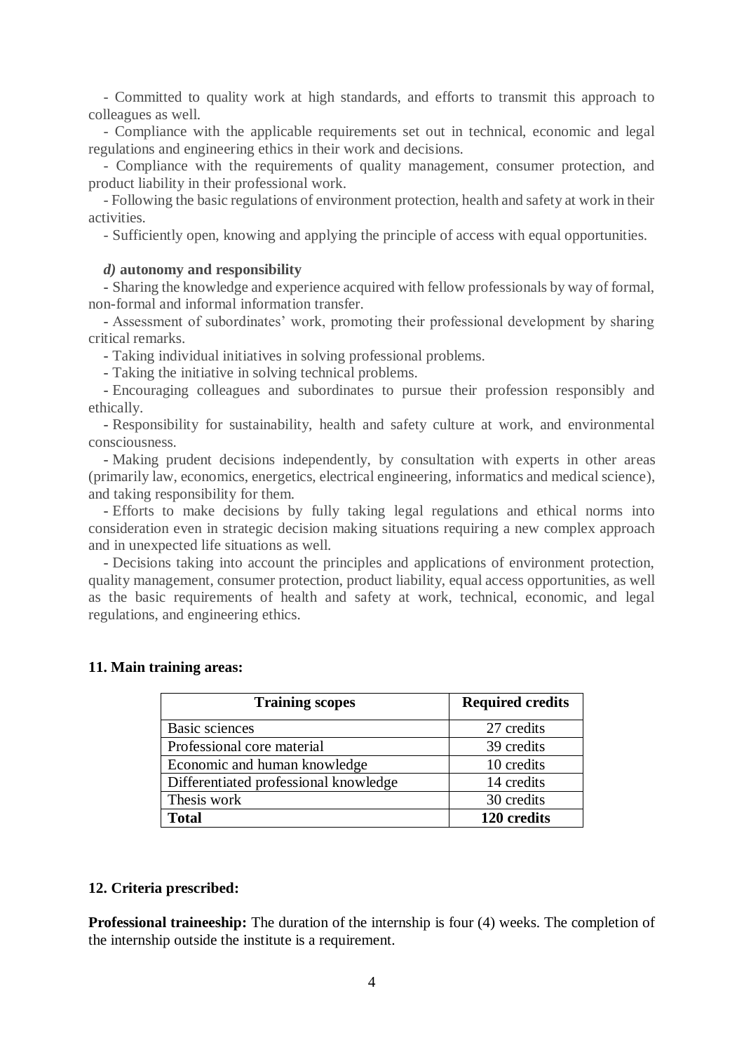- Committed to quality work at high standards, and efforts to transmit this approach to colleagues as well.

- Compliance with the applicable requirements set out in technical, economic and legal regulations and engineering ethics in their work and decisions.

- Compliance with the requirements of quality management, consumer protection, and product liability in their professional work.

- Following the basic regulations of environment protection, health and safety at work in their activities.

- Sufficiently open, knowing and applying the principle of access with equal opportunities.

***d)* autonomy and responsibility**

- Sharing the knowledge and experience acquired with fellow professionals by way of formal, non-formal and informal information transfer.

- Assessment of subordinates' work, promoting their professional development by sharing critical remarks.

- Taking individual initiatives in solving professional problems.

- Taking the initiative in solving technical problems.

- Encouraging colleagues and subordinates to pursue their profession responsibly and ethically.

- Responsibility for sustainability, health and safety culture at work, and environmental consciousness.

- Making prudent decisions independently, by consultation with experts in other areas (primarily law, economics, energetics, electrical engineering, informatics and medical science), and taking responsibility for them.

- Efforts to make decisions by fully taking legal regulations and ethical norms into consideration even in strategic decision making situations requiring a new complex approach and in unexpected life situations as well.

- Decisions taking into account the principles and applications of environment protection, quality management, consumer protection, product liability, equal access opportunities, as well as the basic requirements of health and safety at work, technical, economic, and legal regulations, and engineering ethics.

**11. Main training areas:**

| Training scopes | Required credits |
|---|---|
| Basic sciences | 27 credits |
| Professional core material | 39 credits |
| Economic and human knowledge | 10 credits |
| Differentiated professional knowledge | 14 credits |
| Thesis work | 30 credits |
| **Total** | **120 credits** |

**12. Criteria prescribed:**

**Professional traineeship:** The duration of the internship is four (4) weeks. The completion of the internship outside the institute is a requirement.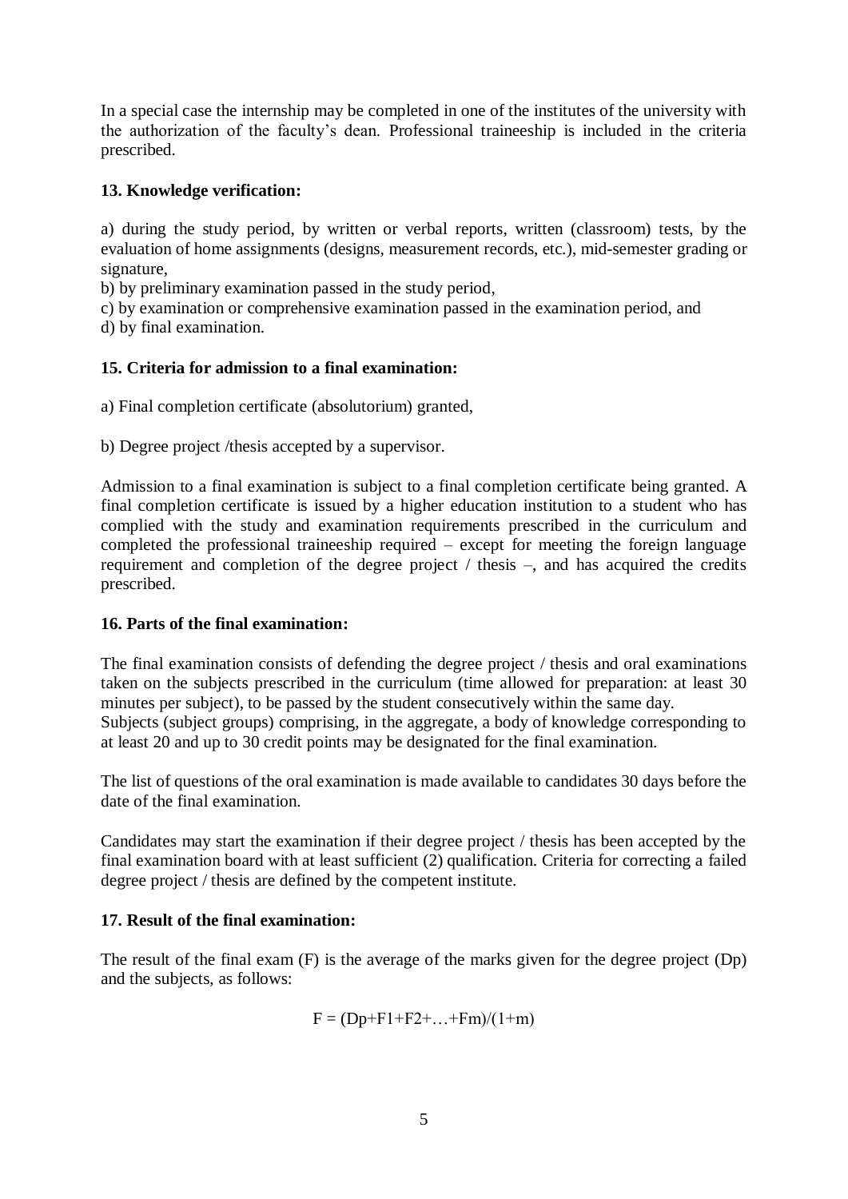In a special case the internship may be completed in one of the institutes of the university with the authorization of the faculty's dean. Professional traineeship is included in the criteria prescribed.

### 13. Knowledge verification:

a) during the study period, by written or verbal reports, written (classroom) tests, by the evaluation of home assignments (designs, measurement records, etc.), mid-semester grading or signature,
b) by preliminary examination passed in the study period,
c) by examination or comprehensive examination passed in the examination period, and
d) by final examination.

### 15. Criteria for admission to a final examination:

a) Final completion certificate (absolutorium) granted,

b) Degree project /thesis accepted by a supervisor.

Admission to a final examination is subject to a final completion certificate being granted. A final completion certificate is issued by a higher education institution to a student who has complied with the study and examination requirements prescribed in the curriculum and completed the professional traineeship required – except for meeting the foreign language requirement and completion of the degree project / thesis –, and has acquired the credits prescribed.

### 16. Parts of the final examination:

The final examination consists of defending the degree project / thesis and oral examinations taken on the subjects prescribed in the curriculum (time allowed for preparation: at least 30 minutes per subject), to be passed by the student consecutively within the same day.
Subjects (subject groups) comprising, in the aggregate, a body of knowledge corresponding to at least 20 and up to 30 credit points may be designated for the final examination.

The list of questions of the oral examination is made available to candidates 30 days before the date of the final examination.

Candidates may start the examination if their degree project / thesis has been accepted by the final examination board with at least sufficient (2) qualification. Criteria for correcting a failed degree project / thesis are defined by the competent institute.

### 17. Result of the final examination:

The result of the final exam (F) is the average of the marks given for the degree project (Dp) and the subjects, as follows:

$$F = (Dp+F1+F2+\ldots+Fm)/(1+m)$$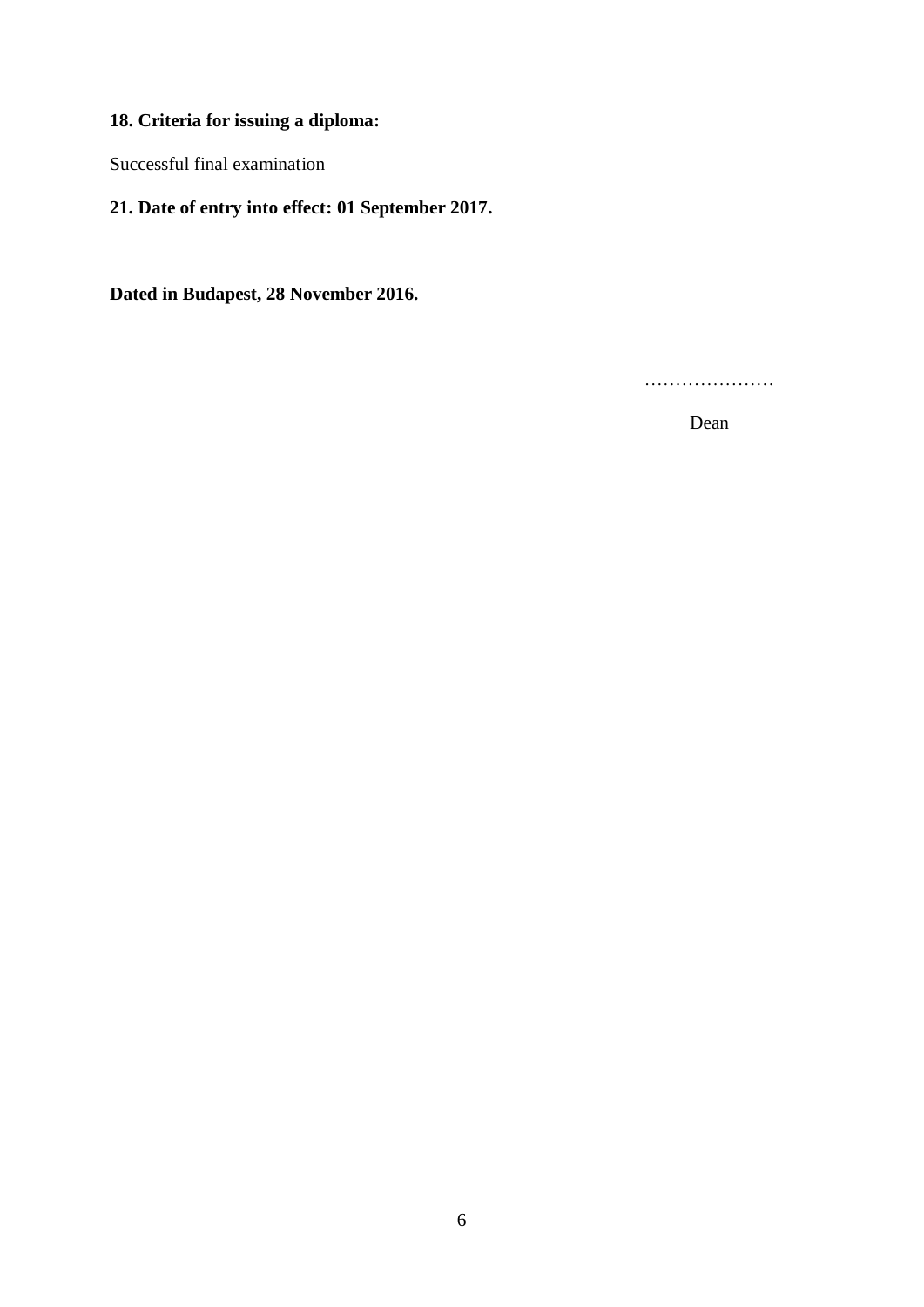**18. Criteria for issuing a diploma:**

Successful final examination

**21. Date of entry into effect: 01 September 2017.**

**Dated in Budapest, 28 November 2016.**

…………………

Dean